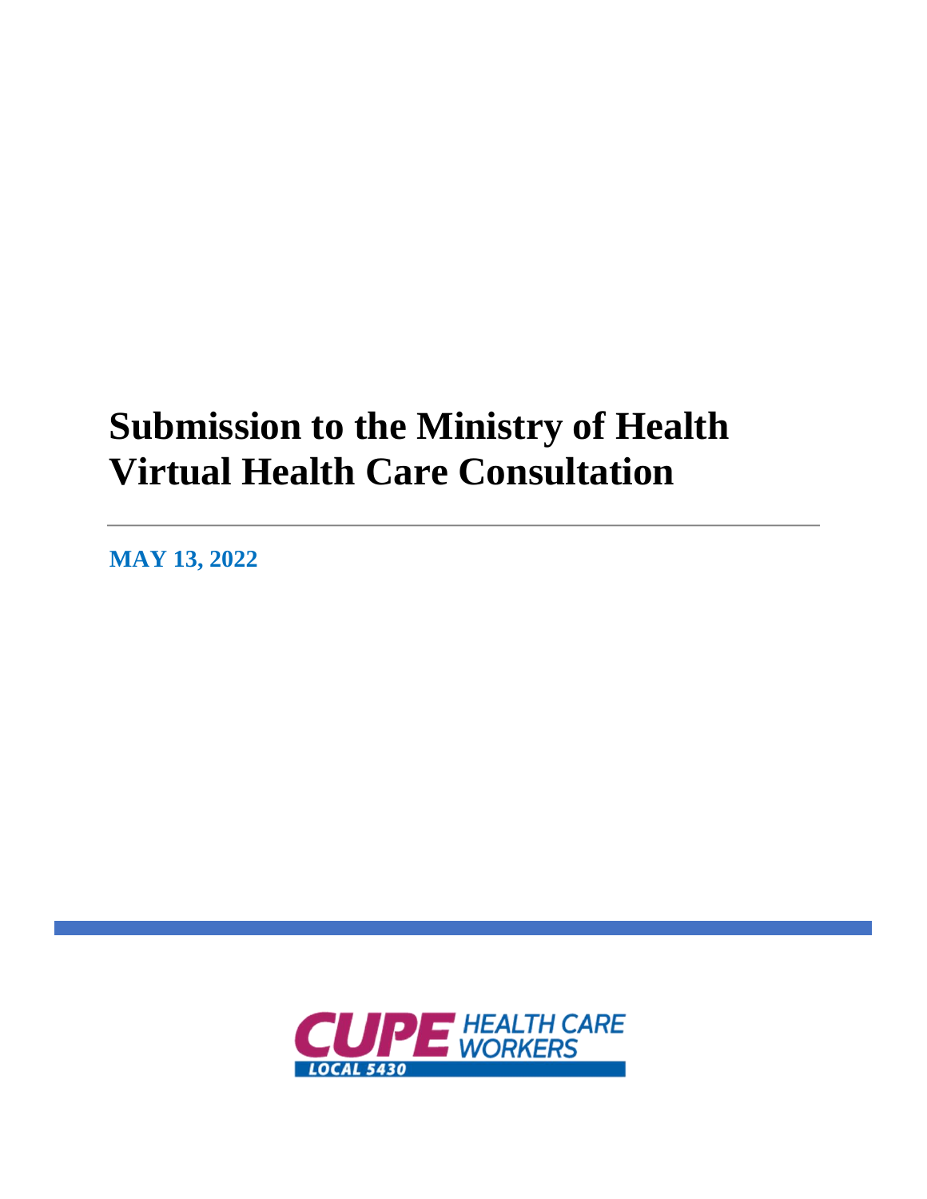# Submission to the Ministry of Health Virtual Health Care Consultation

**MAY 13, 2022**

CUPE HEALTH CARE WORKERS

LOCAL 5430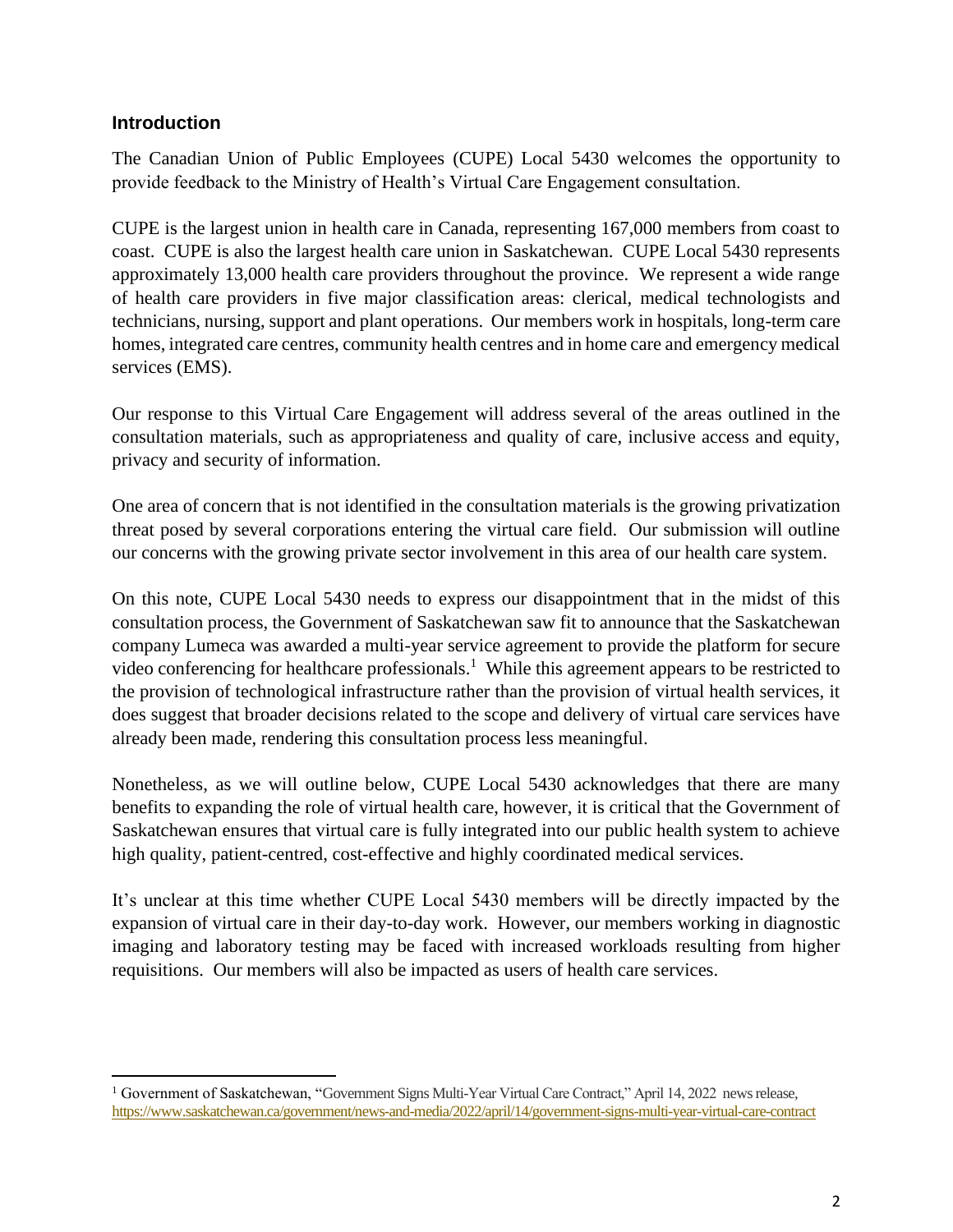## Introduction

The Canadian Union of Public Employees (CUPE) Local 5430 welcomes the opportunity to provide feedback to the Ministry of Health's Virtual Care Engagement consultation.

CUPE is the largest union in health care in Canada, representing 167,000 members from coast to coast. CUPE is also the largest health care union in Saskatchewan. CUPE Local 5430 represents approximately 13,000 health care providers throughout the province. We represent a wide range of health care providers in five major classification areas: clerical, medical technologists and technicians, nursing, support and plant operations. Our members work in hospitals, long-term care homes, integrated care centres, community health centres and in home care and emergency medical services (EMS).

Our response to this Virtual Care Engagement will address several of the areas outlined in the consultation materials, such as appropriateness and quality of care, inclusive access and equity, privacy and security of information.

One area of concern that is not identified in the consultation materials is the growing privatization threat posed by several corporations entering the virtual care field. Our submission will outline our concerns with the growing private sector involvement in this area of our health care system.

On this note, CUPE Local 5430 needs to express our disappointment that in the midst of this consultation process, the Government of Saskatchewan saw fit to announce that the Saskatchewan company Lumeca was awarded a multi-year service agreement to provide the platform for secure video conferencing for healthcare professionals.[1] While this agreement appears to be restricted to the provision of technological infrastructure rather than the provision of virtual health services, it does suggest that broader decisions related to the scope and delivery of virtual care services have already been made, rendering this consultation process less meaningful.

Nonetheless, as we will outline below, CUPE Local 5430 acknowledges that there are many benefits to expanding the role of virtual health care, however, it is critical that the Government of Saskatchewan ensures that virtual care is fully integrated into our public health system to achieve high quality, patient-centred, cost-effective and highly coordinated medical services.

It's unclear at this time whether CUPE Local 5430 members will be directly impacted by the expansion of virtual care in their day-to-day work. However, our members working in diagnostic imaging and laboratory testing may be faced with increased workloads resulting from higher requisitions. Our members will also be impacted as users of health care services.

---

[1] Government of Saskatchewan, "Government Signs Multi-Year Virtual Care Contract," April 14, 2022 news release, https://www.saskatchewan.ca/government/news-and-media/2022/april/14/government-signs-multi-year-virtual-care-contract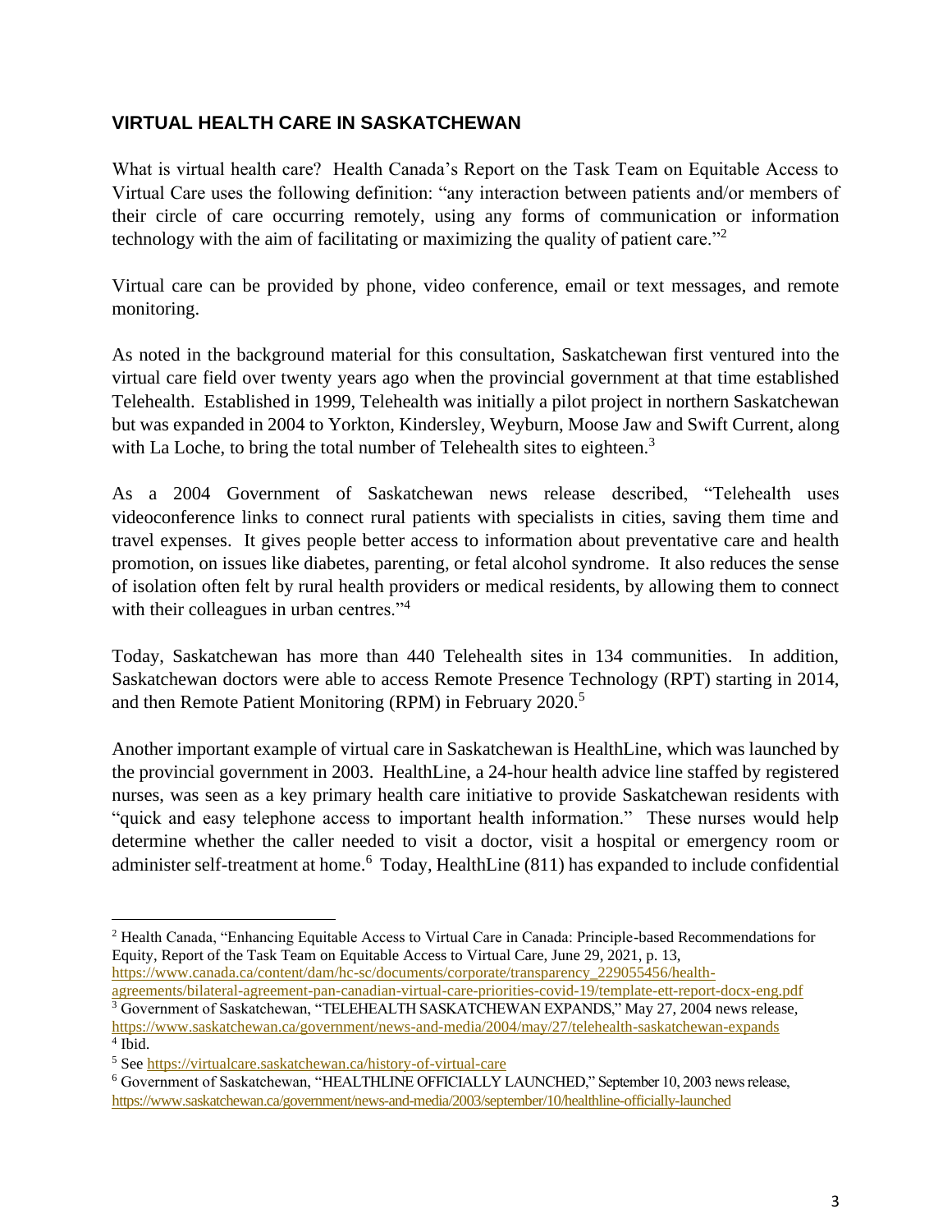## VIRTUAL HEALTH CARE IN SASKATCHEWAN

What is virtual health care? Health Canada's Report on the Task Team on Equitable Access to Virtual Care uses the following definition: "any interaction between patients and/or members of their circle of care occurring remotely, using any forms of communication or information technology with the aim of facilitating or maximizing the quality of patient care."[2]

Virtual care can be provided by phone, video conference, email or text messages, and remote monitoring.

As noted in the background material for this consultation, Saskatchewan first ventured into the virtual care field over twenty years ago when the provincial government at that time established Telehealth. Established in 1999, Telehealth was initially a pilot project in northern Saskatchewan but was expanded in 2004 to Yorkton, Kindersley, Weyburn, Moose Jaw and Swift Current, along with La Loche, to bring the total number of Telehealth sites to eighteen.[3]

As a 2004 Government of Saskatchewan news release described, "Telehealth uses videoconference links to connect rural patients with specialists in cities, saving them time and travel expenses. It gives people better access to information about preventative care and health promotion, on issues like diabetes, parenting, or fetal alcohol syndrome. It also reduces the sense of isolation often felt by rural health providers or medical residents, by allowing them to connect with their colleagues in urban centres."[4]

Today, Saskatchewan has more than 440 Telehealth sites in 134 communities. In addition, Saskatchewan doctors were able to access Remote Presence Technology (RPT) starting in 2014, and then Remote Patient Monitoring (RPM) in February 2020.[5]

Another important example of virtual care in Saskatchewan is HealthLine, which was launched by the provincial government in 2003. HealthLine, a 24-hour health advice line staffed by registered nurses, was seen as a key primary health care initiative to provide Saskatchewan residents with "quick and easy telephone access to important health information." These nurses would help determine whether the caller needed to visit a doctor, visit a hospital or emergency room or administer self-treatment at home.[6] Today, HealthLine (811) has expanded to include confidential

---

[2] Health Canada, "Enhancing Equitable Access to Virtual Care in Canada: Principle-based Recommendations for Equity, Report of the Task Team on Equitable Access to Virtual Care, June 29, 2021, p. 13, https://www.canada.ca/content/dam/hc-sc/documents/corporate/transparency_229055456/health-agreements/bilateral-agreement-pan-canadian-virtual-care-priorities-covid-19/template-ett-report-docx-eng.pdf

[3] Government of Saskatchewan, "TELEHEALTH SASKATCHEWAN EXPANDS," May 27, 2004 news release, https://www.saskatchewan.ca/government/news-and-media/2004/may/27/telehealth-saskatchewan-expands

[4] Ibid.

[5] See https://virtualcare.saskatchewan.ca/history-of-virtual-care

[6] Government of Saskatchewan, "HEALTHLINE OFFICIALLY LAUNCHED," September 10, 2003 news release, https://www.saskatchewan.ca/government/news-and-media/2003/september/10/healthline-officially-launched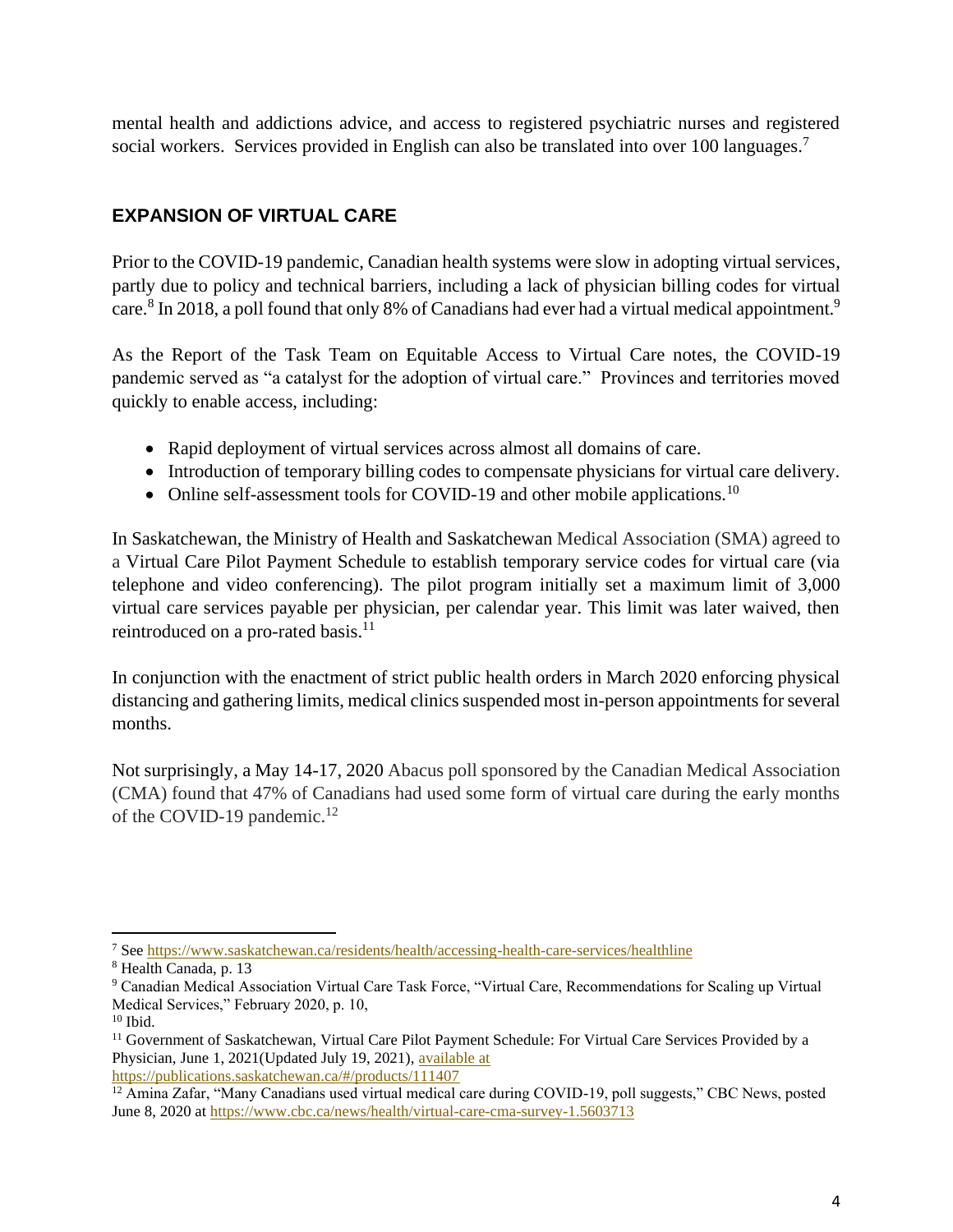mental health and addictions advice, and access to registered psychiatric nurses and registered social workers. Services provided in English can also be translated into over 100 languages.[7]

## EXPANSION OF VIRTUAL CARE

Prior to the COVID-19 pandemic, Canadian health systems were slow in adopting virtual services, partly due to policy and technical barriers, including a lack of physician billing codes for virtual care.[8] In 2018, a poll found that only 8% of Canadians had ever had a virtual medical appointment.[9]

As the Report of the Task Team on Equitable Access to Virtual Care notes, the COVID-19 pandemic served as "a catalyst for the adoption of virtual care." Provinces and territories moved quickly to enable access, including:

- Rapid deployment of virtual services across almost all domains of care.
- Introduction of temporary billing codes to compensate physicians for virtual care delivery.
- Online self-assessment tools for COVID-19 and other mobile applications.[10]

In Saskatchewan, the Ministry of Health and Saskatchewan Medical Association (SMA) agreed to a Virtual Care Pilot Payment Schedule to establish temporary service codes for virtual care (via telephone and video conferencing). The pilot program initially set a maximum limit of 3,000 virtual care services payable per physician, per calendar year. This limit was later waived, then reintroduced on a pro-rated basis.[11]

In conjunction with the enactment of strict public health orders in March 2020 enforcing physical distancing and gathering limits, medical clinics suspended most in-person appointments for several months.

Not surprisingly, a May 14-17, 2020 Abacus poll sponsored by the Canadian Medical Association (CMA) found that 47% of Canadians had used some form of virtual care during the early months of the COVID-19 pandemic.[12]

---

[7] See https://www.saskatchewan.ca/residents/health/accessing-health-care-services/healthline

[8] Health Canada, p. 13

[9] Canadian Medical Association Virtual Care Task Force, "Virtual Care, Recommendations for Scaling up Virtual Medical Services," February 2020, p. 10,

[10] Ibid.

[11] Government of Saskatchewan, Virtual Care Pilot Payment Schedule: For Virtual Care Services Provided by a Physician, June 1, 2021(Updated July 19, 2021), available at https://publications.saskatchewan.ca/#/products/111407

[12] Amina Zafar, "Many Canadians used virtual medical care during COVID-19, poll suggests," CBC News, posted June 8, 2020 at https://www.cbc.ca/news/health/virtual-care-cma-survey-1.5603713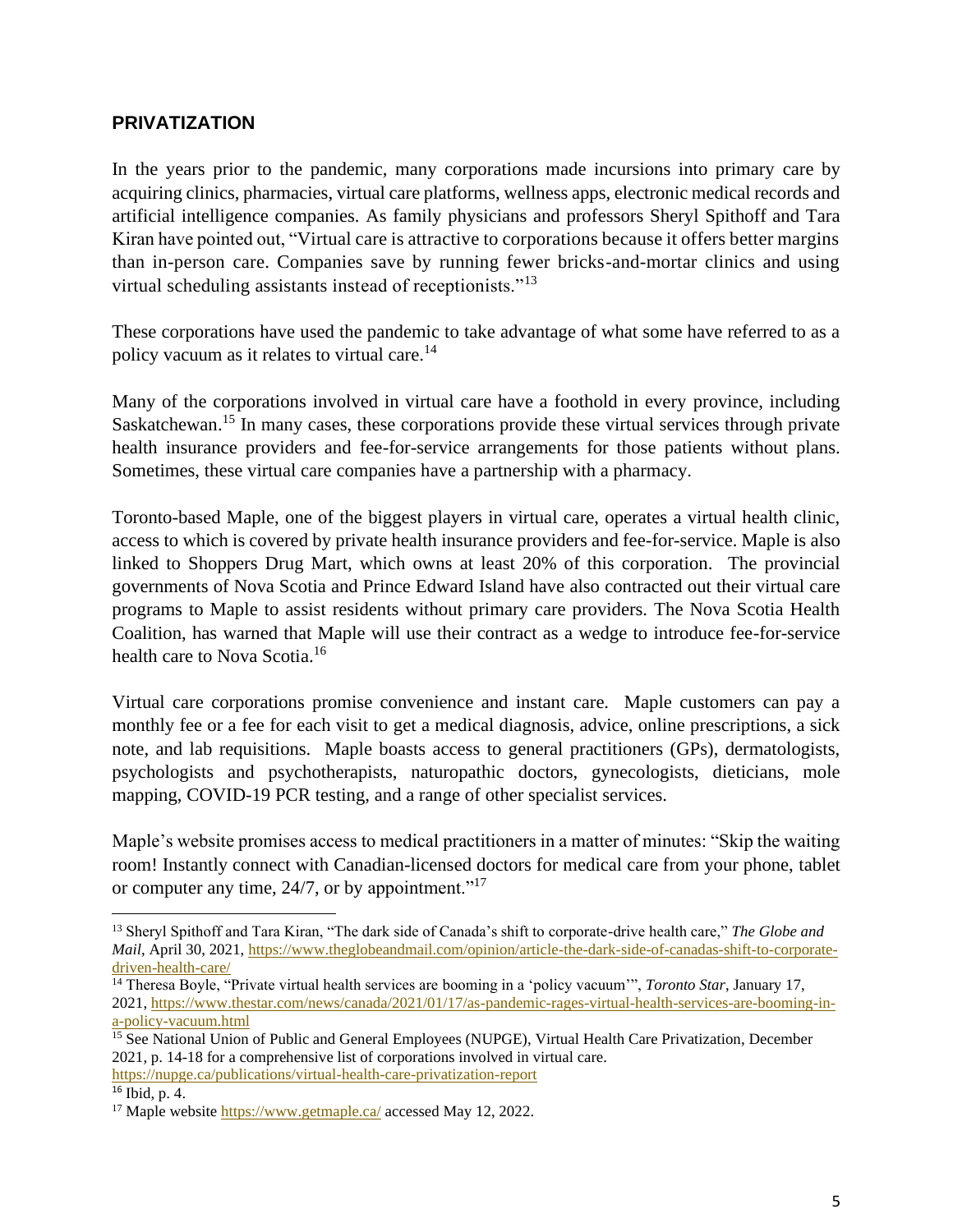## PRIVATIZATION

In the years prior to the pandemic, many corporations made incursions into primary care by acquiring clinics, pharmacies, virtual care platforms, wellness apps, electronic medical records and artificial intelligence companies. As family physicians and professors Sheryl Spithoff and Tara Kiran have pointed out, "Virtual care is attractive to corporations because it offers better margins than in-person care. Companies save by running fewer bricks-and-mortar clinics and using virtual scheduling assistants instead of receptionists."[13]

These corporations have used the pandemic to take advantage of what some have referred to as a policy vacuum as it relates to virtual care.[14]

Many of the corporations involved in virtual care have a foothold in every province, including Saskatchewan.[15] In many cases, these corporations provide these virtual services through private health insurance providers and fee-for-service arrangements for those patients without plans. Sometimes, these virtual care companies have a partnership with a pharmacy.

Toronto-based Maple, one of the biggest players in virtual care, operates a virtual health clinic, access to which is covered by private health insurance providers and fee-for-service. Maple is also linked to Shoppers Drug Mart, which owns at least 20% of this corporation. The provincial governments of Nova Scotia and Prince Edward Island have also contracted out their virtual care programs to Maple to assist residents without primary care providers. The Nova Scotia Health Coalition, has warned that Maple will use their contract as a wedge to introduce fee-for-service health care to Nova Scotia.[16]

Virtual care corporations promise convenience and instant care. Maple customers can pay a monthly fee or a fee for each visit to get a medical diagnosis, advice, online prescriptions, a sick note, and lab requisitions. Maple boasts access to general practitioners (GPs), dermatologists, psychologists and psychotherapists, naturopathic doctors, gynecologists, dieticians, mole mapping, COVID-19 PCR testing, and a range of other specialist services.

Maple's website promises access to medical practitioners in a matter of minutes: "Skip the waiting room! Instantly connect with Canadian-licensed doctors for medical care from your phone, tablet or computer any time, 24/7, or by appointment."[17]

---

[13] Sheryl Spithoff and Tara Kiran, "The dark side of Canada's shift to corporate-drive health care," *The Globe and Mail*, April 30, 2021, https://www.theglobeandmail.com/opinion/article-the-dark-side-of-canadas-shift-to-corporate-driven-health-care/

[14] Theresa Boyle, "Private virtual health services are booming in a 'policy vacuum'", *Toronto Star*, January 17, 2021, https://www.thestar.com/news/canada/2021/01/17/as-pandemic-rages-virtual-health-services-are-booming-in-a-policy-vacuum.html

[15] See National Union of Public and General Employees (NUPGE), Virtual Health Care Privatization, December 2021, p. 14-18 for a comprehensive list of corporations involved in virtual care. https://nupge.ca/publications/virtual-health-care-privatization-report

[16] Ibid, p. 4.

[17] Maple website https://www.getmaple.ca/ accessed May 12, 2022.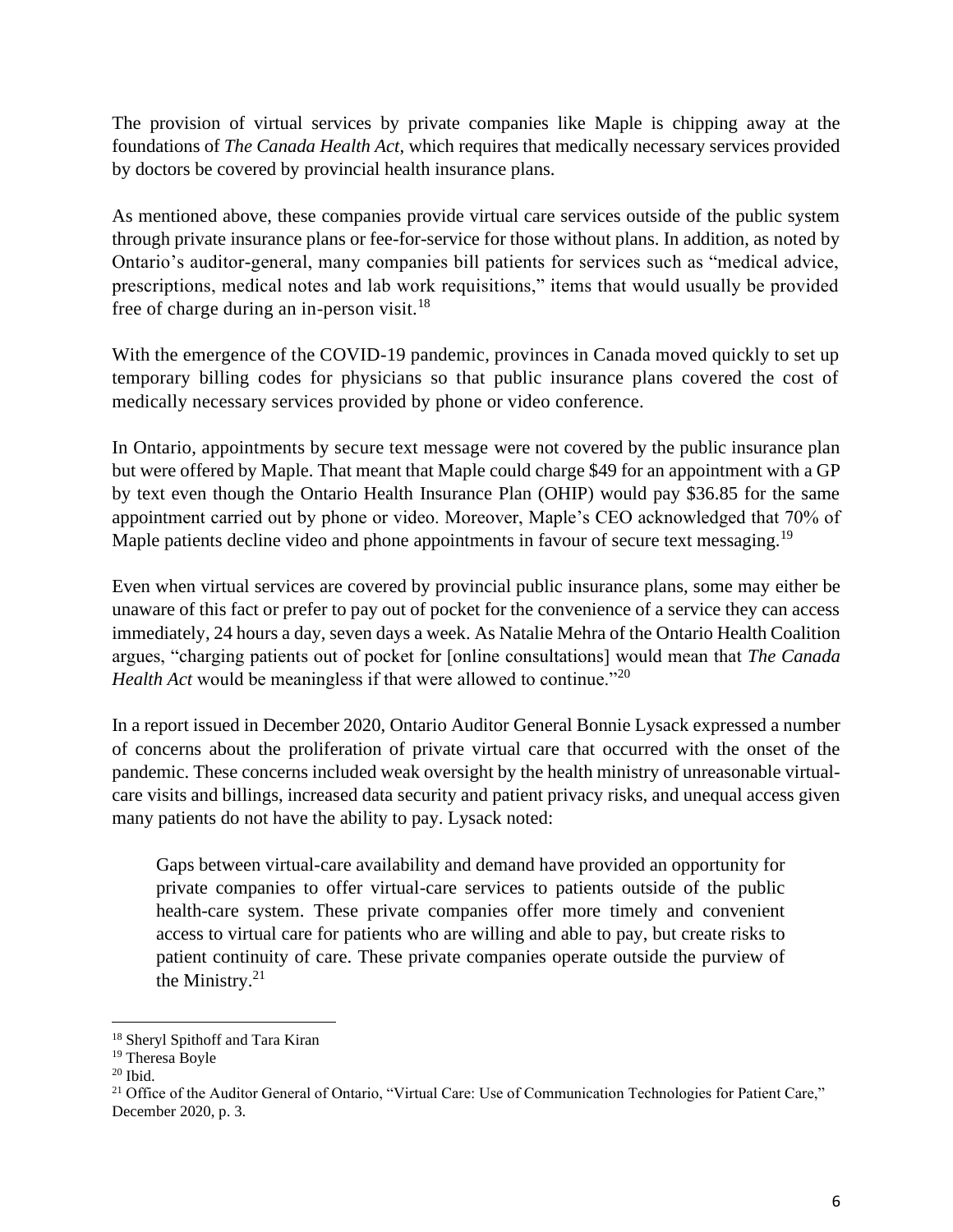The provision of virtual services by private companies like Maple is chipping away at the foundations of *The Canada Health Act*, which requires that medically necessary services provided by doctors be covered by provincial health insurance plans.

As mentioned above, these companies provide virtual care services outside of the public system through private insurance plans or fee-for-service for those without plans. In addition, as noted by Ontario's auditor-general, many companies bill patients for services such as "medical advice, prescriptions, medical notes and lab work requisitions," items that would usually be provided free of charge during an in-person visit.[18]

With the emergence of the COVID-19 pandemic, provinces in Canada moved quickly to set up temporary billing codes for physicians so that public insurance plans covered the cost of medically necessary services provided by phone or video conference.

In Ontario, appointments by secure text message were not covered by the public insurance plan but were offered by Maple. That meant that Maple could charge $49 for an appointment with a GP by text even though the Ontario Health Insurance Plan (OHIP) would pay $36.85 for the same appointment carried out by phone or video. Moreover, Maple's CEO acknowledged that 70% of Maple patients decline video and phone appointments in favour of secure text messaging.[19]

Even when virtual services are covered by provincial public insurance plans, some may either be unaware of this fact or prefer to pay out of pocket for the convenience of a service they can access immediately, 24 hours a day, seven days a week. As Natalie Mehra of the Ontario Health Coalition argues, "charging patients out of pocket for [online consultations] would mean that *The Canada Health Act* would be meaningless if that were allowed to continue."[20]

In a report issued in December 2020, Ontario Auditor General Bonnie Lysack expressed a number of concerns about the proliferation of private virtual care that occurred with the onset of the pandemic. These concerns included weak oversight by the health ministry of unreasonable virtual-care visits and billings, increased data security and patient privacy risks, and unequal access given many patients do not have the ability to pay. Lysack noted:

> Gaps between virtual-care availability and demand have provided an opportunity for private companies to offer virtual-care services to patients outside of the public health-care system. These private companies offer more timely and convenient access to virtual care for patients who are willing and able to pay, but create risks to patient continuity of care. These private companies operate outside the purview of the Ministry.[21]

---

[18] Sheryl Spithoff and Tara Kiran

[19] Theresa Boyle

[20] Ibid.

[21] Office of the Auditor General of Ontario, "Virtual Care: Use of Communication Technologies for Patient Care," December 2020, p. 3.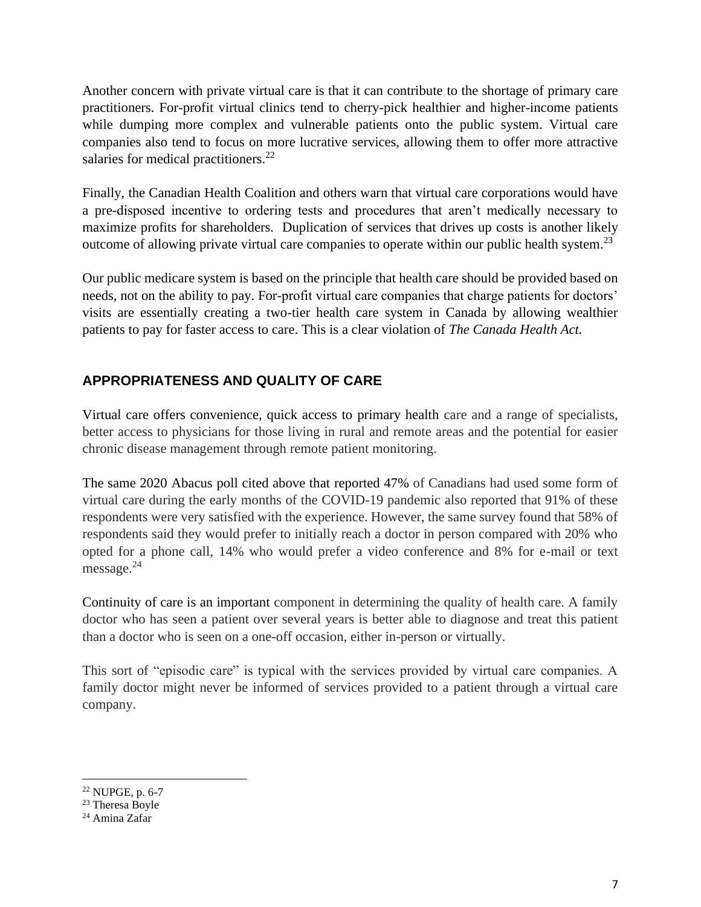Another concern with private virtual care is that it can contribute to the shortage of primary care practitioners. For-profit virtual clinics tend to cherry-pick healthier and higher-income patients while dumping more complex and vulnerable patients onto the public system. Virtual care companies also tend to focus on more lucrative services, allowing them to offer more attractive salaries for medical practitioners.[22]

Finally, the Canadian Health Coalition and others warn that virtual care corporations would have a pre-disposed incentive to ordering tests and procedures that aren't medically necessary to maximize profits for shareholders. Duplication of services that drives up costs is another likely outcome of allowing private virtual care companies to operate within our public health system.[23]

Our public medicare system is based on the principle that health care should be provided based on needs, not on the ability to pay. For-profit virtual care companies that charge patients for doctors' visits are essentially creating a two-tier health care system in Canada by allowing wealthier patients to pay for faster access to care. This is a clear violation of *The Canada Health Act.*

## APPROPRIATENESS AND QUALITY OF CARE

Virtual care offers convenience, quick access to primary health care and a range of specialists, better access to physicians for those living in rural and remote areas and the potential for easier chronic disease management through remote patient monitoring.

The same 2020 Abacus poll cited above that reported 47% of Canadians had used some form of virtual care during the early months of the COVID-19 pandemic also reported that 91% of these respondents were very satisfied with the experience. However, the same survey found that 58% of respondents said they would prefer to initially reach a doctor in person compared with 20% who opted for a phone call, 14% who would prefer a video conference and 8% for e-mail or text message.[24]

Continuity of care is an important component in determining the quality of health care. A family doctor who has seen a patient over several years is better able to diagnose and treat this patient than a doctor who is seen on a one-off occasion, either in-person or virtually.

This sort of "episodic care" is typical with the services provided by virtual care companies. A family doctor might never be informed of services provided to a patient through a virtual care company.

---

[22] NUPGE, p. 6-7
[23] Theresa Boyle
[24] Amina Zafar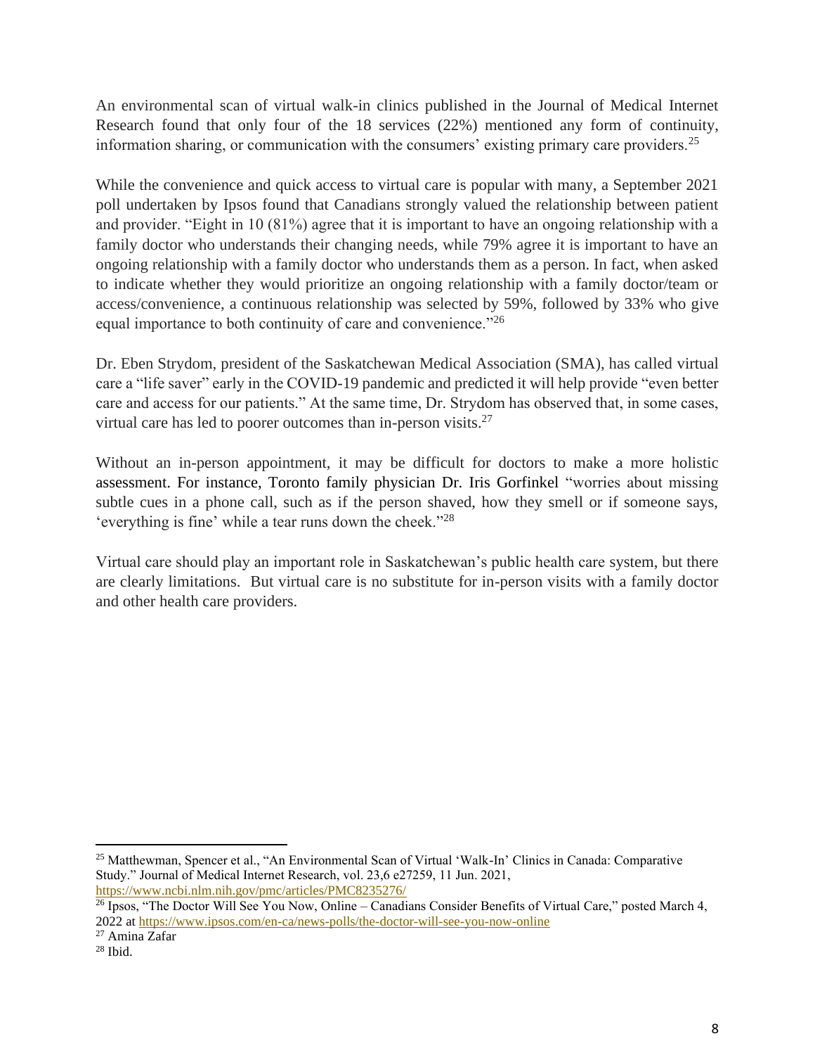An environmental scan of virtual walk-in clinics published in the Journal of Medical Internet Research found that only four of the 18 services (22%) mentioned any form of continuity, information sharing, or communication with the consumers' existing primary care providers.[25]

While the convenience and quick access to virtual care is popular with many, a September 2021 poll undertaken by Ipsos found that Canadians strongly valued the relationship between patient and provider. "Eight in 10 (81%) agree that it is important to have an ongoing relationship with a family doctor who understands their changing needs, while 79% agree it is important to have an ongoing relationship with a family doctor who understands them as a person. In fact, when asked to indicate whether they would prioritize an ongoing relationship with a family doctor/team or access/convenience, a continuous relationship was selected by 59%, followed by 33% who give equal importance to both continuity of care and convenience."[26]

Dr. Eben Strydom, president of the Saskatchewan Medical Association (SMA), has called virtual care a "life saver" early in the COVID-19 pandemic and predicted it will help provide "even better care and access for our patients." At the same time, Dr. Strydom has observed that, in some cases, virtual care has led to poorer outcomes than in-person visits.[27]

Without an in-person appointment, it may be difficult for doctors to make a more holistic assessment. For instance, Toronto family physician Dr. Iris Gorfinkel "worries about missing subtle cues in a phone call, such as if the person shaved, how they smell or if someone says, 'everything is fine' while a tear runs down the cheek."[28]

Virtual care should play an important role in Saskatchewan's public health care system, but there are clearly limitations. But virtual care is no substitute for in-person visits with a family doctor and other health care providers.

---

[25] Matthewman, Spencer et al., "An Environmental Scan of Virtual 'Walk-In' Clinics in Canada: Comparative Study." Journal of Medical Internet Research, vol. 23,6 e27259, 11 Jun. 2021, https://www.ncbi.nlm.nih.gov/pmc/articles/PMC8235276/

[26] Ipsos, "The Doctor Will See You Now, Online – Canadians Consider Benefits of Virtual Care," posted March 4, 2022 at https://www.ipsos.com/en-ca/news-polls/the-doctor-will-see-you-now-online

[27] Amina Zafar

[28] Ibid.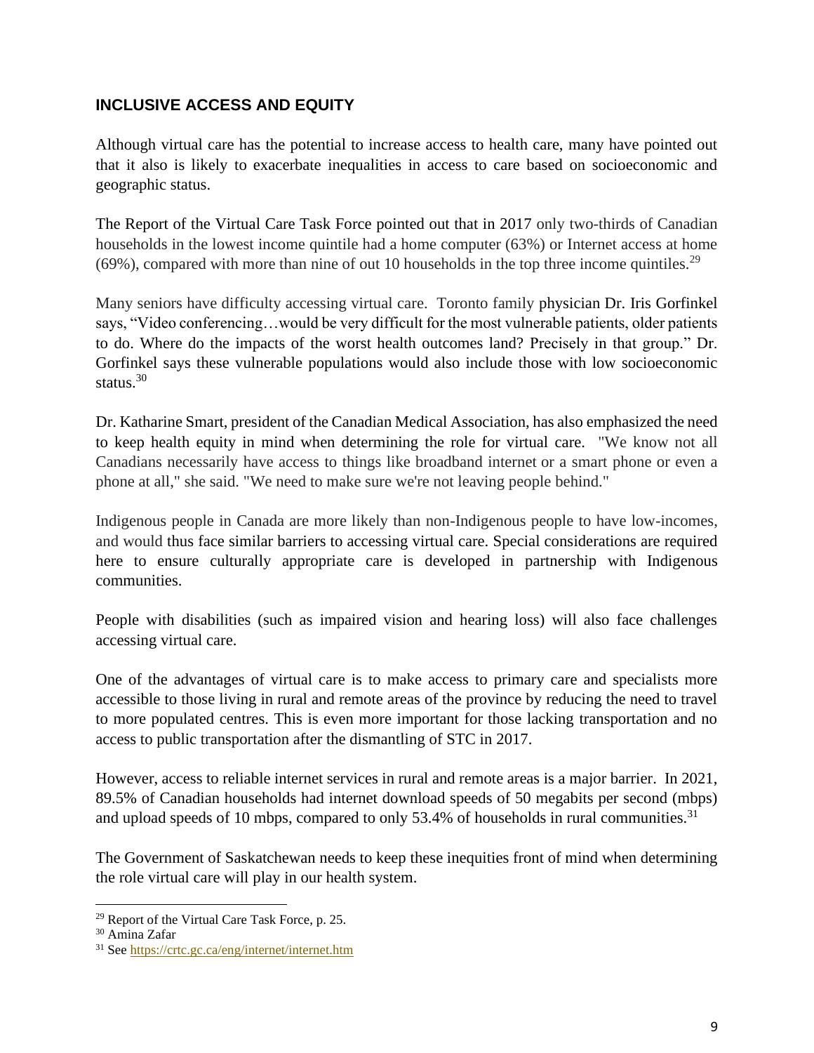## INCLUSIVE ACCESS AND EQUITY

Although virtual care has the potential to increase access to health care, many have pointed out that it also is likely to exacerbate inequalities in access to care based on socioeconomic and geographic status.

The Report of the Virtual Care Task Force pointed out that in 2017 only two-thirds of Canadian households in the lowest income quintile had a home computer (63%) or Internet access at home (69%), compared with more than nine of out 10 households in the top three income quintiles.[29]

Many seniors have difficulty accessing virtual care. Toronto family physician Dr. Iris Gorfinkel says, "Video conferencing…would be very difficult for the most vulnerable patients, older patients to do. Where do the impacts of the worst health outcomes land? Precisely in that group." Dr. Gorfinkel says these vulnerable populations would also include those with low socioeconomic status.[30]

Dr. Katharine Smart, president of the Canadian Medical Association, has also emphasized the need to keep health equity in mind when determining the role for virtual care. "We know not all Canadians necessarily have access to things like broadband internet or a smart phone or even a phone at all," she said. "We need to make sure we're not leaving people behind."

Indigenous people in Canada are more likely than non-Indigenous people to have low-incomes, and would thus face similar barriers to accessing virtual care. Special considerations are required here to ensure culturally appropriate care is developed in partnership with Indigenous communities.

People with disabilities (such as impaired vision and hearing loss) will also face challenges accessing virtual care.

One of the advantages of virtual care is to make access to primary care and specialists more accessible to those living in rural and remote areas of the province by reducing the need to travel to more populated centres. This is even more important for those lacking transportation and no access to public transportation after the dismantling of STC in 2017.

However, access to reliable internet services in rural and remote areas is a major barrier. In 2021, 89.5% of Canadian households had internet download speeds of 50 megabits per second (mbps) and upload speeds of 10 mbps, compared to only 53.4% of households in rural communities.[31]

The Government of Saskatchewan needs to keep these inequities front of mind when determining the role virtual care will play in our health system.

---

[29] Report of the Virtual Care Task Force, p. 25.

[30] Amina Zafar

[31] See https://crtc.gc.ca/eng/internet/internet.htm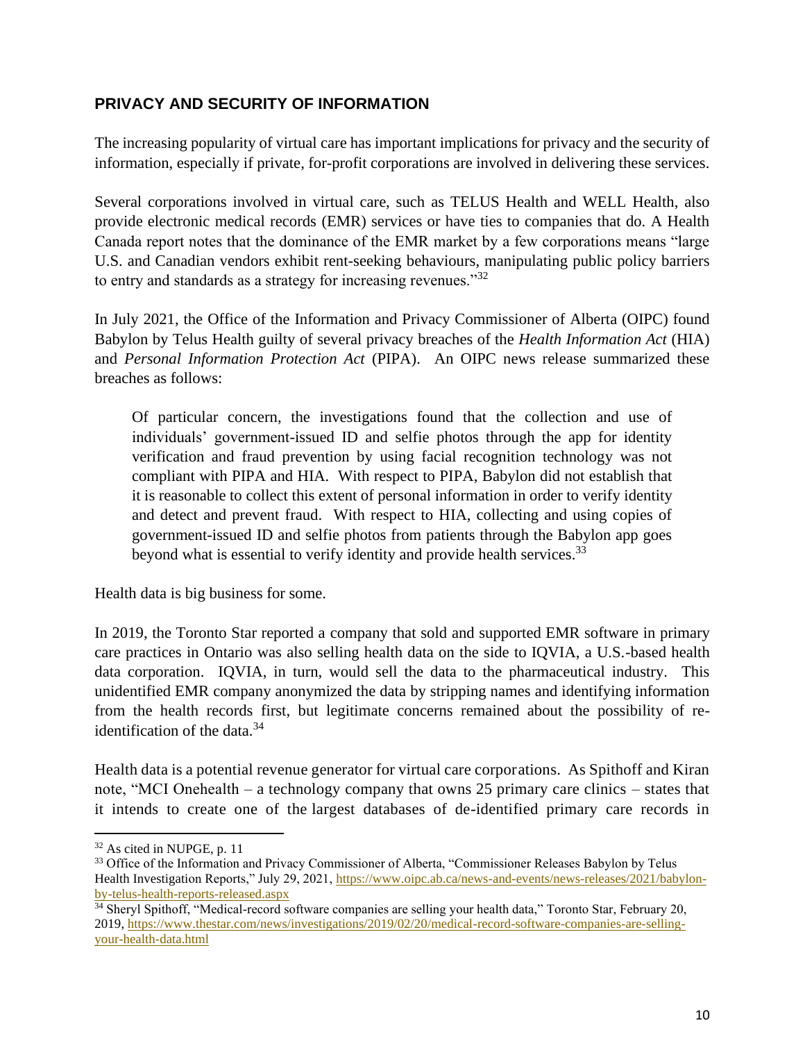## PRIVACY AND SECURITY OF INFORMATION

The increasing popularity of virtual care has important implications for privacy and the security of information, especially if private, for-profit corporations are involved in delivering these services.

Several corporations involved in virtual care, such as TELUS Health and WELL Health, also provide electronic medical records (EMR) services or have ties to companies that do. A Health Canada report notes that the dominance of the EMR market by a few corporations means "large U.S. and Canadian vendors exhibit rent-seeking behaviours, manipulating public policy barriers to entry and standards as a strategy for increasing revenues."[32]

In July 2021, the Office of the Information and Privacy Commissioner of Alberta (OIPC) found Babylon by Telus Health guilty of several privacy breaches of the *Health Information Act* (HIA) and *Personal Information Protection Act* (PIPA). An OIPC news release summarized these breaches as follows:

> Of particular concern, the investigations found that the collection and use of individuals' government-issued ID and selfie photos through the app for identity verification and fraud prevention by using facial recognition technology was not compliant with PIPA and HIA. With respect to PIPA, Babylon did not establish that it is reasonable to collect this extent of personal information in order to verify identity and detect and prevent fraud. With respect to HIA, collecting and using copies of government-issued ID and selfie photos from patients through the Babylon app goes beyond what is essential to verify identity and provide health services.[33]

Health data is big business for some.

In 2019, the Toronto Star reported a company that sold and supported EMR software in primary care practices in Ontario was also selling health data on the side to IQVIA, a U.S.-based health data corporation. IQVIA, in turn, would sell the data to the pharmaceutical industry. This unidentified EMR company anonymized the data by stripping names and identifying information from the health records first, but legitimate concerns remained about the possibility of re-identification of the data.[34]

Health data is a potential revenue generator for virtual care corporations. As Spithoff and Kiran note, "MCI Onehealth – a technology company that owns 25 primary care clinics – states that it intends to create one of the largest databases of de-identified primary care records in

---

[32] As cited in NUPGE, p. 11

[33] Office of the Information and Privacy Commissioner of Alberta, "Commissioner Releases Babylon by Telus Health Investigation Reports," July 29, 2021, https://www.oipc.ab.ca/news-and-events/news-releases/2021/babylon-by-telus-health-reports-released.aspx

[34] Sheryl Spithoff, "Medical-record software companies are selling your health data," Toronto Star, February 20, 2019, https://www.thestar.com/news/investigations/2019/02/20/medical-record-software-companies-are-selling-your-health-data.html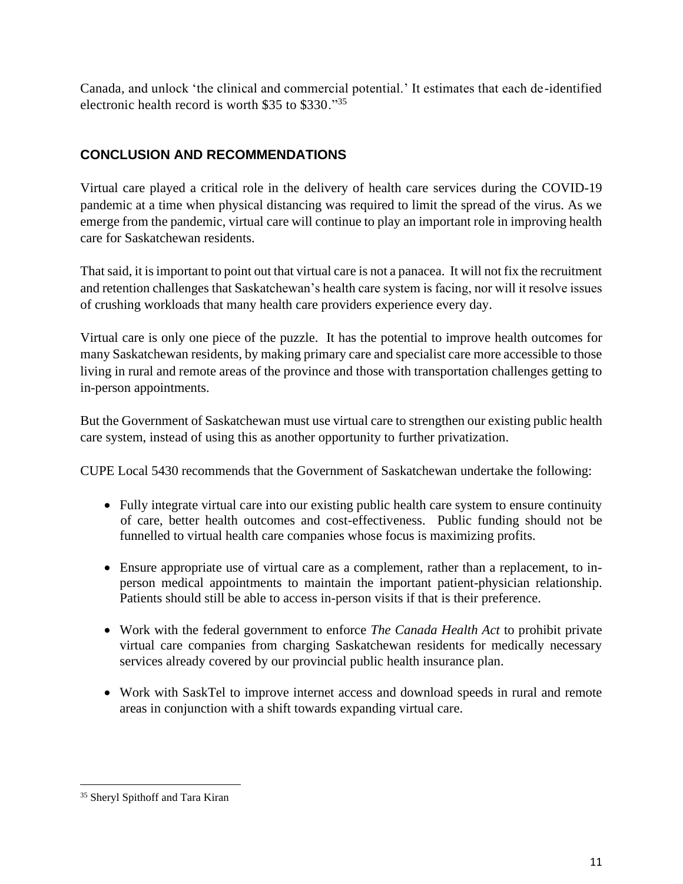Canada, and unlock 'the clinical and commercial potential.' It estimates that each de-identified electronic health record is worth $35 to $330."[35]

## CONCLUSION AND RECOMMENDATIONS

Virtual care played a critical role in the delivery of health care services during the COVID-19 pandemic at a time when physical distancing was required to limit the spread of the virus. As we emerge from the pandemic, virtual care will continue to play an important role in improving health care for Saskatchewan residents.

That said, it is important to point out that virtual care is not a panacea. It will not fix the recruitment and retention challenges that Saskatchewan's health care system is facing, nor will it resolve issues of crushing workloads that many health care providers experience every day.

Virtual care is only one piece of the puzzle. It has the potential to improve health outcomes for many Saskatchewan residents, by making primary care and specialist care more accessible to those living in rural and remote areas of the province and those with transportation challenges getting to in-person appointments.

But the Government of Saskatchewan must use virtual care to strengthen our existing public health care system, instead of using this as another opportunity to further privatization.

CUPE Local 5430 recommends that the Government of Saskatchewan undertake the following:

- Fully integrate virtual care into our existing public health care system to ensure continuity of care, better health outcomes and cost-effectiveness. Public funding should not be funnelled to virtual health care companies whose focus is maximizing profits.
- Ensure appropriate use of virtual care as a complement, rather than a replacement, to in-person medical appointments to maintain the important patient-physician relationship. Patients should still be able to access in-person visits if that is their preference.
- Work with the federal government to enforce *The Canada Health Act* to prohibit private virtual care companies from charging Saskatchewan residents for medically necessary services already covered by our provincial public health insurance plan.
- Work with SaskTel to improve internet access and download speeds in rural and remote areas in conjunction with a shift towards expanding virtual care.

---

[35] Sheryl Spithoff and Tara Kiran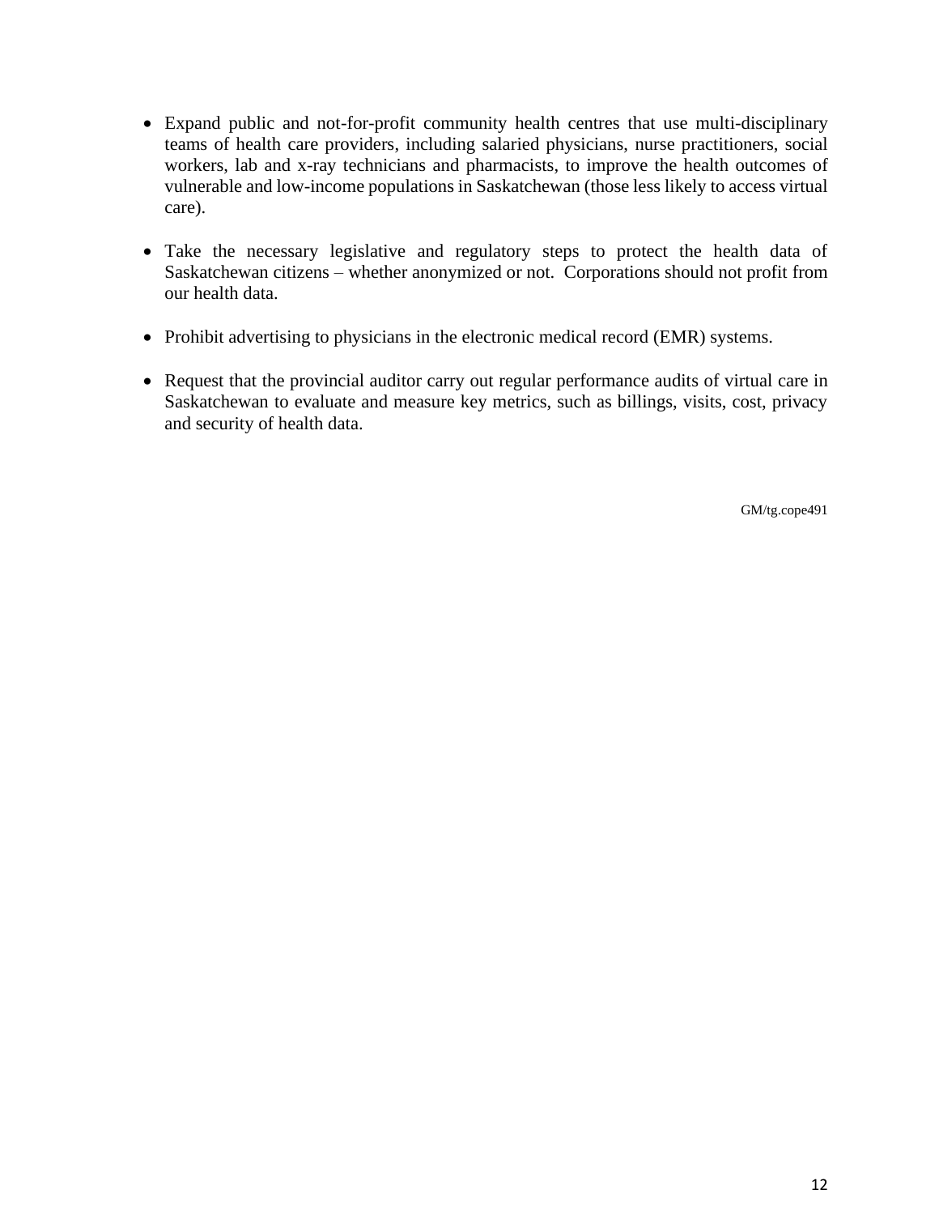- Expand public and not-for-profit community health centres that use multi-disciplinary teams of health care providers, including salaried physicians, nurse practitioners, social workers, lab and x-ray technicians and pharmacists, to improve the health outcomes of vulnerable and low-income populations in Saskatchewan (those less likely to access virtual care).

- Take the necessary legislative and regulatory steps to protect the health data of Saskatchewan citizens – whether anonymized or not. Corporations should not profit from our health data.

- Prohibit advertising to physicians in the electronic medical record (EMR) systems.

- Request that the provincial auditor carry out regular performance audits of virtual care in Saskatchewan to evaluate and measure key metrics, such as billings, visits, cost, privacy and security of health data.

GM/tg.cope491